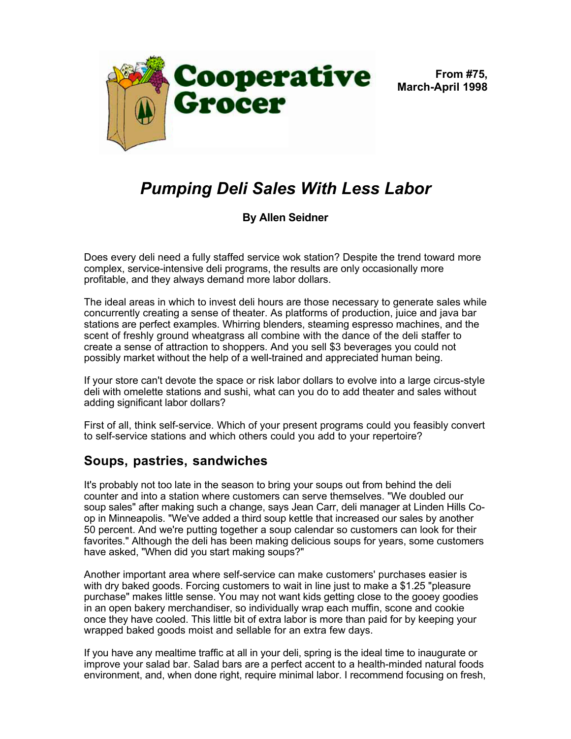# Cooperative Grocer

**From #75, March-April 1998**

# *Pumping Deli Sales With Less Labor*

**By Allen Seidner**

Does every deli need a fully staffed service wok station? Despite the trend toward more complex, service-intensive deli programs, the results are only occasionally more profitable, and they always demand more labor dollars.

The ideal areas in which to invest deli hours are those necessary to generate sales while concurrently creating a sense of theater. As platforms of production, juice and java bar stations are perfect examples. Whirring blenders, steaming espresso machines, and the scent of freshly ground wheatgrass all combine with the dance of the deli staffer to create a sense of attraction to shoppers. And you sell $3 beverages you could not possibly market without the help of a well-trained and appreciated human being.

If your store can't devote the space or risk labor dollars to evolve into a large circus-style deli with omelette stations and sushi, what can you do to add theater and sales without adding significant labor dollars?

First of all, think self-service. Which of your present programs could you feasibly convert to self-service stations and which others could you add to your repertoire?

## Soups, pastries, sandwiches

It's probably not too late in the season to bring your soups out from behind the deli counter and into a station where customers can serve themselves. "We doubled our soup sales" after making such a change, says Jean Carr, deli manager at Linden Hills Co-op in Minneapolis. "We've added a third soup kettle that increased our sales by another 50 percent. And we're putting together a soup calendar so customers can look for their favorites." Although the deli has been making delicious soups for years, some customers have asked, "When did you start making soups?"

Another important area where self-service can make customers' purchases easier is with dry baked goods. Forcing customers to wait in line just to make a $1.25 "pleasure purchase" makes little sense. You may not want kids getting close to the gooey goodies in an open bakery merchandiser, so individually wrap each muffin, scone and cookie once they have cooled. This little bit of extra labor is more than paid for by keeping your wrapped baked goods moist and sellable for an extra few days.

If you have any mealtime traffic at all in your deli, spring is the ideal time to inaugurate or improve your salad bar. Salad bars are a perfect accent to a health-minded natural foods environment, and, when done right, require minimal labor. I recommend focusing on fresh,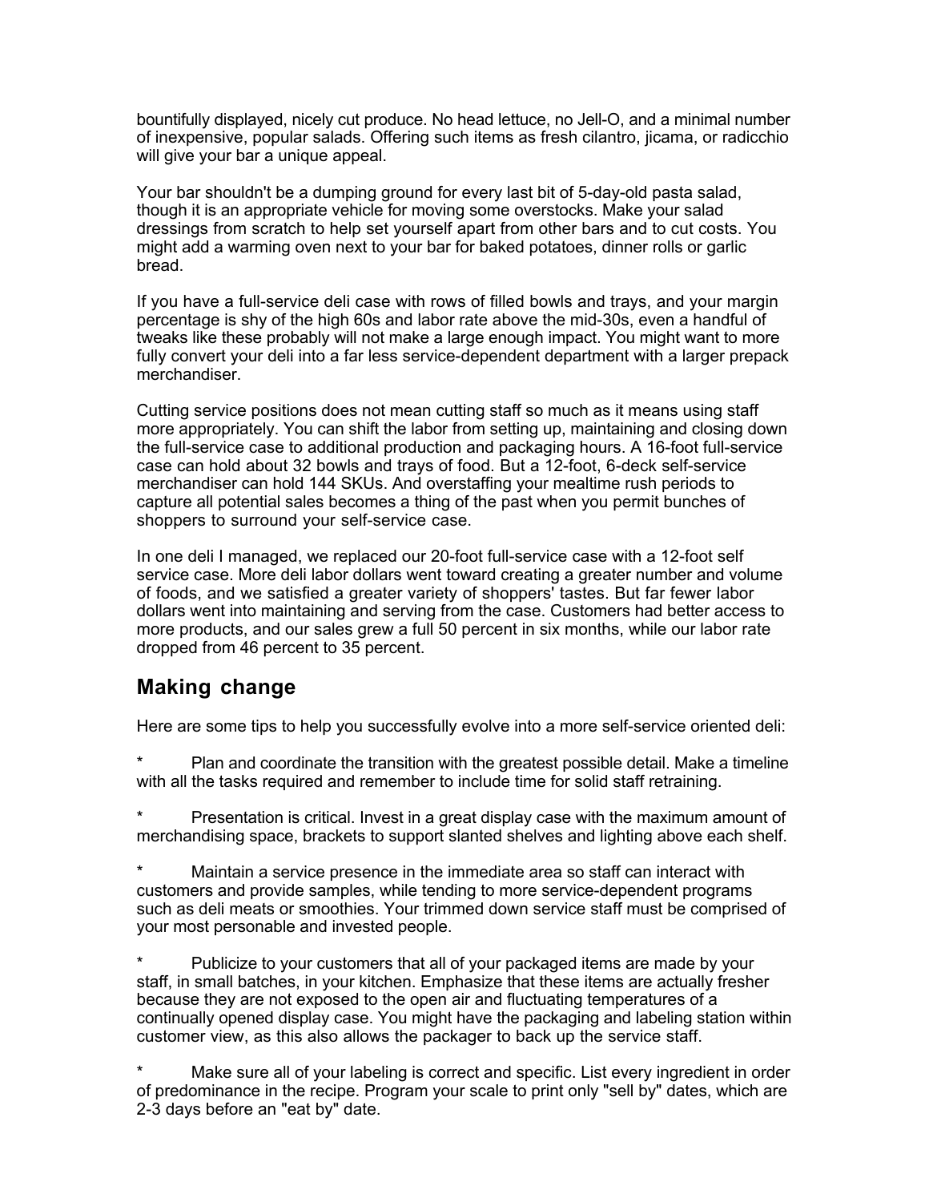bountifully displayed, nicely cut produce. No head lettuce, no Jell-O, and a minimal number of inexpensive, popular salads. Offering such items as fresh cilantro, jicama, or radicchio will give your bar a unique appeal.

Your bar shouldn't be a dumping ground for every last bit of 5-day-old pasta salad, though it is an appropriate vehicle for moving some overstocks. Make your salad dressings from scratch to help set yourself apart from other bars and to cut costs. You might add a warming oven next to your bar for baked potatoes, dinner rolls or garlic bread.

If you have a full-service deli case with rows of filled bowls and trays, and your margin percentage is shy of the high 60s and labor rate above the mid-30s, even a handful of tweaks like these probably will not make a large enough impact. You might want to more fully convert your deli into a far less service-dependent department with a larger prepack merchandiser.

Cutting service positions does not mean cutting staff so much as it means using staff more appropriately. You can shift the labor from setting up, maintaining and closing down the full-service case to additional production and packaging hours. A 16-foot full-service case can hold about 32 bowls and trays of food. But a 12-foot, 6-deck self-service merchandiser can hold 144 SKUs. And overstaffing your mealtime rush periods to capture all potential sales becomes a thing of the past when you permit bunches of shoppers to surround your self-service case.

In one deli I managed, we replaced our 20-foot full-service case with a 12-foot self service case. More deli labor dollars went toward creating a greater number and volume of foods, and we satisfied a greater variety of shoppers' tastes. But far fewer labor dollars went into maintaining and serving from the case. Customers had better access to more products, and our sales grew a full 50 percent in six months, while our labor rate dropped from 46 percent to 35 percent.

## Making change

Here are some tips to help you successfully evolve into a more self-service oriented deli:

* Plan and coordinate the transition with the greatest possible detail. Make a timeline with all the tasks required and remember to include time for solid staff retraining.

* Presentation is critical. Invest in a great display case with the maximum amount of merchandising space, brackets to support slanted shelves and lighting above each shelf.

* Maintain a service presence in the immediate area so staff can interact with customers and provide samples, while tending to more service-dependent programs such as deli meats or smoothies. Your trimmed down service staff must be comprised of your most personable and invested people.

* Publicize to your customers that all of your packaged items are made by your staff, in small batches, in your kitchen. Emphasize that these items are actually fresher because they are not exposed to the open air and fluctuating temperatures of a continually opened display case. You might have the packaging and labeling station within customer view, as this also allows the packager to back up the service staff.

* Make sure all of your labeling is correct and specific. List every ingredient in order of predominance in the recipe. Program your scale to print only "sell by" dates, which are 2-3 days before an "eat by" date.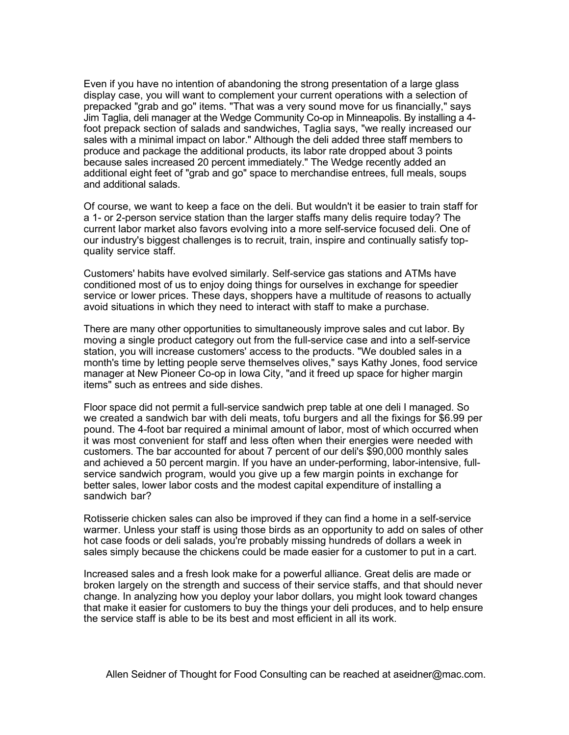Even if you have no intention of abandoning the strong presentation of a large glass display case, you will want to complement your current operations with a selection of prepacked "grab and go" items. "That was a very sound move for us financially," says Jim Taglia, deli manager at the Wedge Community Co-op in Minneapolis. By installing a 4-foot prepack section of salads and sandwiches, Taglia says, "we really increased our sales with a minimal impact on labor." Although the deli added three staff members to produce and package the additional products, its labor rate dropped about 3 points because sales increased 20 percent immediately." The Wedge recently added an additional eight feet of "grab and go" space to merchandise entrees, full meals, soups and additional salads.

Of course, we want to keep a face on the deli. But wouldn't it be easier to train staff for a 1- or 2-person service station than the larger staffs many delis require today? The current labor market also favors evolving into a more self-service focused deli. One of our industry's biggest challenges is to recruit, train, inspire and continually satisfy top-quality service staff.

Customers' habits have evolved similarly. Self-service gas stations and ATMs have conditioned most of us to enjoy doing things for ourselves in exchange for speedier service or lower prices. These days, shoppers have a multitude of reasons to actually avoid situations in which they need to interact with staff to make a purchase.

There are many other opportunities to simultaneously improve sales and cut labor. By moving a single product category out from the full-service case and into a self-service station, you will increase customers' access to the products. "We doubled sales in a month's time by letting people serve themselves olives," says Kathy Jones, food service manager at New Pioneer Co-op in Iowa City, "and it freed up space for higher margin items" such as entrees and side dishes.

Floor space did not permit a full-service sandwich prep table at one deli I managed. So we created a sandwich bar with deli meats, tofu burgers and all the fixings for $6.99 per pound. The 4-foot bar required a minimal amount of labor, most of which occurred when it was most convenient for staff and less often when their energies were needed with customers. The bar accounted for about 7 percent of our deli's $90,000 monthly sales and achieved a 50 percent margin. If you have an under-performing, labor-intensive, full-service sandwich program, would you give up a few margin points in exchange for better sales, lower labor costs and the modest capital expenditure of installing a sandwich bar?

Rotisserie chicken sales can also be improved if they can find a home in a self-service warmer. Unless your staff is using those birds as an opportunity to add on sales of other hot case foods or deli salads, you're probably missing hundreds of dollars a week in sales simply because the chickens could be made easier for a customer to put in a cart.

Increased sales and a fresh look make for a powerful alliance. Great delis are made or broken largely on the strength and success of their service staffs, and that should never change. In analyzing how you deploy your labor dollars, you might look toward changes that make it easier for customers to buy the things your deli produces, and to help ensure the service staff is able to be its best and most efficient in all its work.

Allen Seidner of Thought for Food Consulting can be reached at aseidner@mac.com.